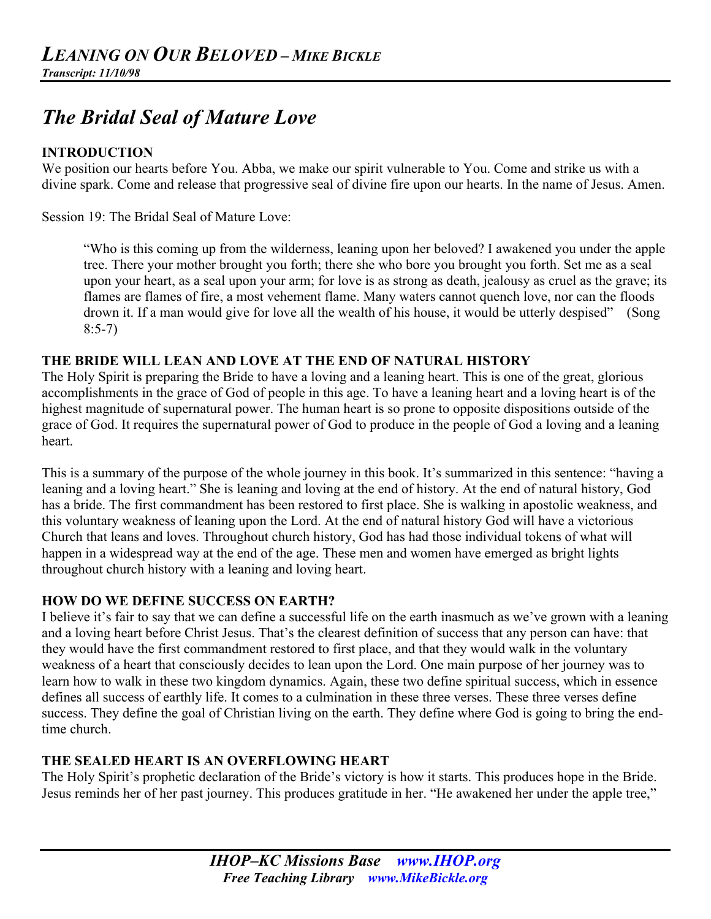# *LEANING ON OUR BELOVED – MIKE BICKLE*

***Transcript: 11/10/98***

## *The Bridal Seal of Mature Love*

### INTRODUCTION

We position our hearts before You. Abba, we make our spirit vulnerable to You. Come and strike us with a divine spark. Come and release that progressive seal of divine fire upon our hearts. In the name of Jesus. Amen.

Session 19: The Bridal Seal of Mature Love:

> "Who is this coming up from the wilderness, leaning upon her beloved? I awakened you under the apple tree. There your mother brought you forth; there she who bore you brought you forth. Set me as a seal upon your heart, as a seal upon your arm; for love is as strong as death, jealousy as cruel as the grave; its flames are flames of fire, a most vehement flame. Many waters cannot quench love, nor can the floods drown it. If a man would give for love all the wealth of his house, it would be utterly despised" (Song 8:5-7)

### THE BRIDE WILL LEAN AND LOVE AT THE END OF NATURAL HISTORY

The Holy Spirit is preparing the Bride to have a loving and a leaning heart. This is one of the great, glorious accomplishments in the grace of God of people in this age. To have a leaning heart and a loving heart is of the highest magnitude of supernatural power. The human heart is so prone to opposite dispositions outside of the grace of God. It requires the supernatural power of God to produce in the people of God a loving and a leaning heart.

This is a summary of the purpose of the whole journey in this book. It's summarized in this sentence: "having a leaning and a loving heart." She is leaning and loving at the end of history. At the end of natural history, God has a bride. The first commandment has been restored to first place. She is walking in apostolic weakness, and this voluntary weakness of leaning upon the Lord. At the end of natural history God will have a victorious Church that leans and loves. Throughout church history, God has had those individual tokens of what will happen in a widespread way at the end of the age. These men and women have emerged as bright lights throughout church history with a leaning and loving heart.

### HOW DO WE DEFINE SUCCESS ON EARTH?

I believe it's fair to say that we can define a successful life on the earth inasmuch as we've grown with a leaning and a loving heart before Christ Jesus. That's the clearest definition of success that any person can have: that they would have the first commandment restored to first place, and that they would walk in the voluntary weakness of a heart that consciously decides to lean upon the Lord. One main purpose of her journey was to learn how to walk in these two kingdom dynamics. Again, these two define spiritual success, which in essence defines all success of earthly life. It comes to a culmination in these three verses. These three verses define success. They define the goal of Christian living on the earth. They define where God is going to bring the end-time church.

### THE SEALED HEART IS AN OVERFLOWING HEART

The Holy Spirit's prophetic declaration of the Bride's victory is how it starts. This produces hope in the Bride. Jesus reminds her of her past journey. This produces gratitude in her. "He awakened her under the apple tree,"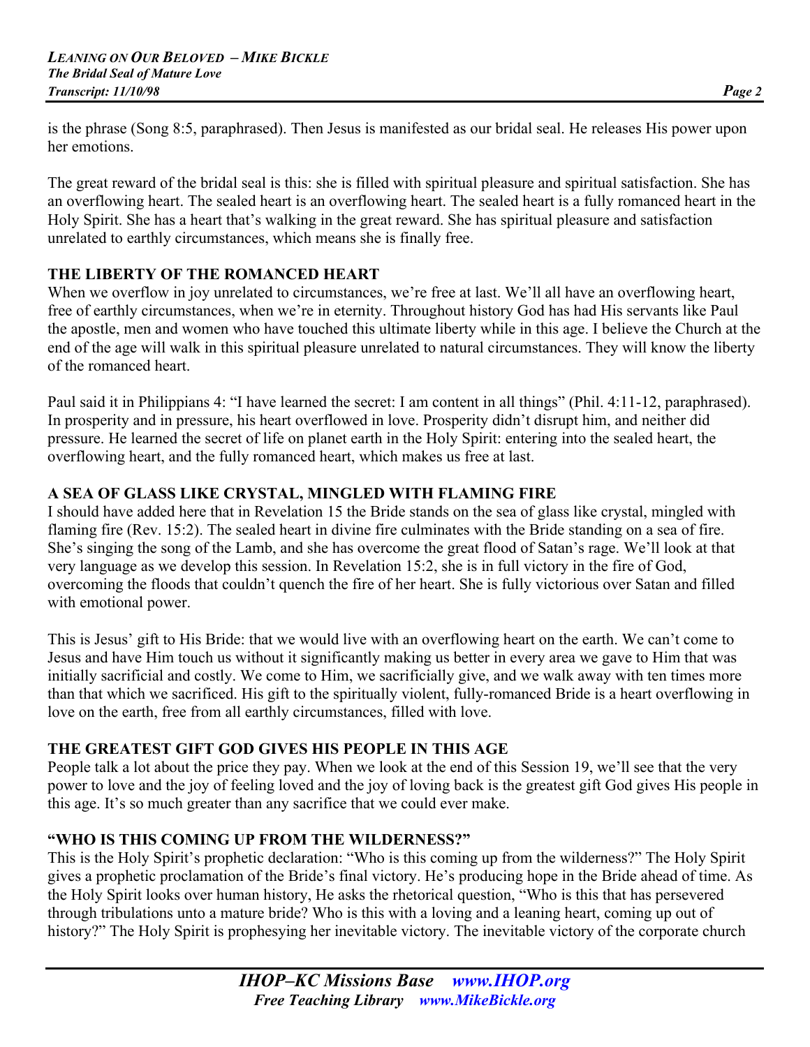is the phrase (Song 8:5, paraphrased). Then Jesus is manifested as our bridal seal. He releases His power upon her emotions.

The great reward of the bridal seal is this: she is filled with spiritual pleasure and spiritual satisfaction. She has an overflowing heart. The sealed heart is an overflowing heart. The sealed heart is a fully romanced heart in the Holy Spirit. She has a heart that's walking in the great reward. She has spiritual pleasure and satisfaction unrelated to earthly circumstances, which means she is finally free.

**THE LIBERTY OF THE ROMANCED HEART**

When we overflow in joy unrelated to circumstances, we're free at last. We'll all have an overflowing heart, free of earthly circumstances, when we're in eternity. Throughout history God has had His servants like Paul the apostle, men and women who have touched this ultimate liberty while in this age. I believe the Church at the end of the age will walk in this spiritual pleasure unrelated to natural circumstances. They will know the liberty of the romanced heart.

Paul said it in Philippians 4: "I have learned the secret: I am content in all things" (Phil. 4:11-12, paraphrased). In prosperity and in pressure, his heart overflowed in love. Prosperity didn't disrupt him, and neither did pressure. He learned the secret of life on planet earth in the Holy Spirit: entering into the sealed heart, the overflowing heart, and the fully romanced heart, which makes us free at last.

**A SEA OF GLASS LIKE CRYSTAL, MINGLED WITH FLAMING FIRE**

I should have added here that in Revelation 15 the Bride stands on the sea of glass like crystal, mingled with flaming fire (Rev. 15:2). The sealed heart in divine fire culminates with the Bride standing on a sea of fire. She's singing the song of the Lamb, and she has overcome the great flood of Satan's rage. We'll look at that very language as we develop this session. In Revelation 15:2, she is in full victory in the fire of God, overcoming the floods that couldn't quench the fire of her heart. She is fully victorious over Satan and filled with emotional power.

This is Jesus' gift to His Bride: that we would live with an overflowing heart on the earth. We can't come to Jesus and have Him touch us without it significantly making us better in every area we gave to Him that was initially sacrificial and costly. We come to Him, we sacrificially give, and we walk away with ten times more than that which we sacrificed. His gift to the spiritually violent, fully-romanced Bride is a heart overflowing in love on the earth, free from all earthly circumstances, filled with love.

**THE GREATEST GIFT GOD GIVES HIS PEOPLE IN THIS AGE**

People talk a lot about the price they pay. When we look at the end of this Session 19, we'll see that the very power to love and the joy of feeling loved and the joy of loving back is the greatest gift God gives His people in this age. It's so much greater than any sacrifice that we could ever make.

**"WHO IS THIS COMING UP FROM THE WILDERNESS?"**

This is the Holy Spirit's prophetic declaration: "Who is this coming up from the wilderness?" The Holy Spirit gives a prophetic proclamation of the Bride's final victory. He's producing hope in the Bride ahead of time. As the Holy Spirit looks over human history, He asks the rhetorical question, "Who is this that has persevered through tribulations unto a mature bride? Who is this with a loving and a leaning heart, coming up out of history?" The Holy Spirit is prophesying her inevitable victory. The inevitable victory of the corporate church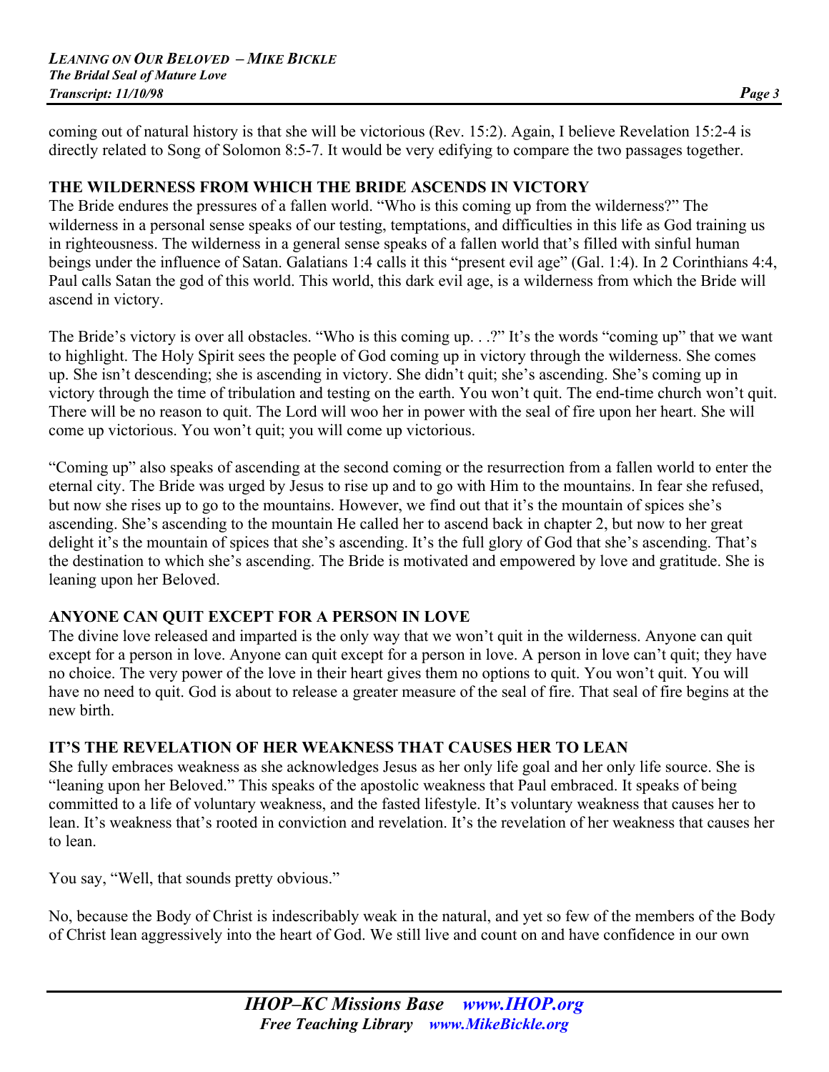coming out of natural history is that she will be victorious (Rev. 15:2). Again, I believe Revelation 15:2-4 is directly related to Song of Solomon 8:5-7. It would be very edifying to compare the two passages together.

## THE WILDERNESS FROM WHICH THE BRIDE ASCENDS IN VICTORY

The Bride endures the pressures of a fallen world. "Who is this coming up from the wilderness?" The wilderness in a personal sense speaks of our testing, temptations, and difficulties in this life as God training us in righteousness. The wilderness in a general sense speaks of a fallen world that's filled with sinful human beings under the influence of Satan. Galatians 1:4 calls it this "present evil age" (Gal. 1:4). In 2 Corinthians 4:4, Paul calls Satan the god of this world. This world, this dark evil age, is a wilderness from which the Bride will ascend in victory.

The Bride's victory is over all obstacles. "Who is this coming up. . .?" It's the words "coming up" that we want to highlight. The Holy Spirit sees the people of God coming up in victory through the wilderness. She comes up. She isn't descending; she is ascending in victory. She didn't quit; she's ascending. She's coming up in victory through the time of tribulation and testing on the earth. You won't quit. The end-time church won't quit. There will be no reason to quit. The Lord will woo her in power with the seal of fire upon her heart. She will come up victorious. You won't quit; you will come up victorious.

"Coming up" also speaks of ascending at the second coming or the resurrection from a fallen world to enter the eternal city. The Bride was urged by Jesus to rise up and to go with Him to the mountains. In fear she refused, but now she rises up to go to the mountains. However, we find out that it's the mountain of spices she's ascending. She's ascending to the mountain He called her to ascend back in chapter 2, but now to her great delight it's the mountain of spices that she's ascending. It's the full glory of God that she's ascending. That's the destination to which she's ascending. The Bride is motivated and empowered by love and gratitude. She is leaning upon her Beloved.

## ANYONE CAN QUIT EXCEPT FOR A PERSON IN LOVE

The divine love released and imparted is the only way that we won't quit in the wilderness. Anyone can quit except for a person in love. Anyone can quit except for a person in love. A person in love can't quit; they have no choice. The very power of the love in their heart gives them no options to quit. You won't quit. You will have no need to quit. God is about to release a greater measure of the seal of fire. That seal of fire begins at the new birth.

## IT'S THE REVELATION OF HER WEAKNESS THAT CAUSES HER TO LEAN

She fully embraces weakness as she acknowledges Jesus as her only life goal and her only life source. She is "leaning upon her Beloved." This speaks of the apostolic weakness that Paul embraced. It speaks of being committed to a life of voluntary weakness, and the fasted lifestyle. It's voluntary weakness that causes her to lean. It's weakness that's rooted in conviction and revelation. It's the revelation of her weakness that causes her to lean.

You say, "Well, that sounds pretty obvious."

No, because the Body of Christ is indescribably weak in the natural, and yet so few of the members of the Body of Christ lean aggressively into the heart of God. We still live and count on and have confidence in our own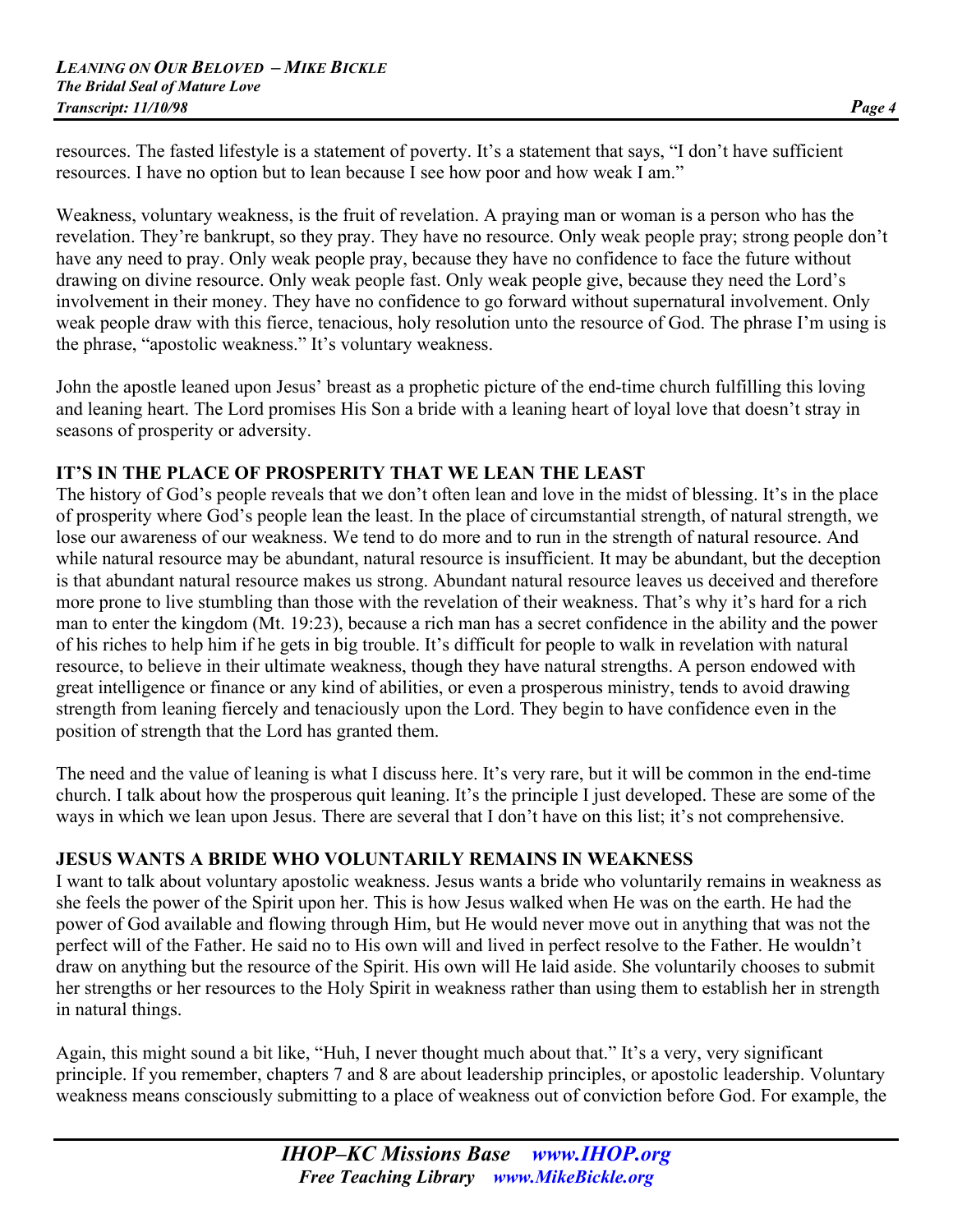resources. The fasted lifestyle is a statement of poverty. It's a statement that says, "I don't have sufficient resources. I have no option but to lean because I see how poor and how weak I am."

Weakness, voluntary weakness, is the fruit of revelation. A praying man or woman is a person who has the revelation. They're bankrupt, so they pray. They have no resource. Only weak people pray; strong people don't have any need to pray. Only weak people pray, because they have no confidence to face the future without drawing on divine resource. Only weak people fast. Only weak people give, because they need the Lord's involvement in their money. They have no confidence to go forward without supernatural involvement. Only weak people draw with this fierce, tenacious, holy resolution unto the resource of God. The phrase I'm using is the phrase, "apostolic weakness." It's voluntary weakness.

John the apostle leaned upon Jesus' breast as a prophetic picture of the end-time church fulfilling this loving and leaning heart. The Lord promises His Son a bride with a leaning heart of loyal love that doesn't stray in seasons of prosperity or adversity.

**IT'S IN THE PLACE OF PROSPERITY THAT WE LEAN THE LEAST**

The history of God's people reveals that we don't often lean and love in the midst of blessing. It's in the place of prosperity where God's people lean the least. In the place of circumstantial strength, of natural strength, we lose our awareness of our weakness. We tend to do more and to run in the strength of natural resource. And while natural resource may be abundant, natural resource is insufficient. It may be abundant, but the deception is that abundant natural resource makes us strong. Abundant natural resource leaves us deceived and therefore more prone to live stumbling than those with the revelation of their weakness. That's why it's hard for a rich man to enter the kingdom (Mt. 19:23), because a rich man has a secret confidence in the ability and the power of his riches to help him if he gets in big trouble. It's difficult for people to walk in revelation with natural resource, to believe in their ultimate weakness, though they have natural strengths. A person endowed with great intelligence or finance or any kind of abilities, or even a prosperous ministry, tends to avoid drawing strength from leaning fiercely and tenaciously upon the Lord. They begin to have confidence even in the position of strength that the Lord has granted them.

The need and the value of leaning is what I discuss here. It's very rare, but it will be common in the end-time church. I talk about how the prosperous quit leaning. It's the principle I just developed. These are some of the ways in which we lean upon Jesus. There are several that I don't have on this list; it's not comprehensive.

**JESUS WANTS A BRIDE WHO VOLUNTARILY REMAINS IN WEAKNESS**

I want to talk about voluntary apostolic weakness. Jesus wants a bride who voluntarily remains in weakness as she feels the power of the Spirit upon her. This is how Jesus walked when He was on the earth. He had the power of God available and flowing through Him, but He would never move out in anything that was not the perfect will of the Father. He said no to His own will and lived in perfect resolve to the Father. He wouldn't draw on anything but the resource of the Spirit. His own will He laid aside. She voluntarily chooses to submit her strengths or her resources to the Holy Spirit in weakness rather than using them to establish her in strength in natural things.

Again, this might sound a bit like, "Huh, I never thought much about that." It's a very, very significant principle. If you remember, chapters 7 and 8 are about leadership principles, or apostolic leadership. Voluntary weakness means consciously submitting to a place of weakness out of conviction before God. For example, the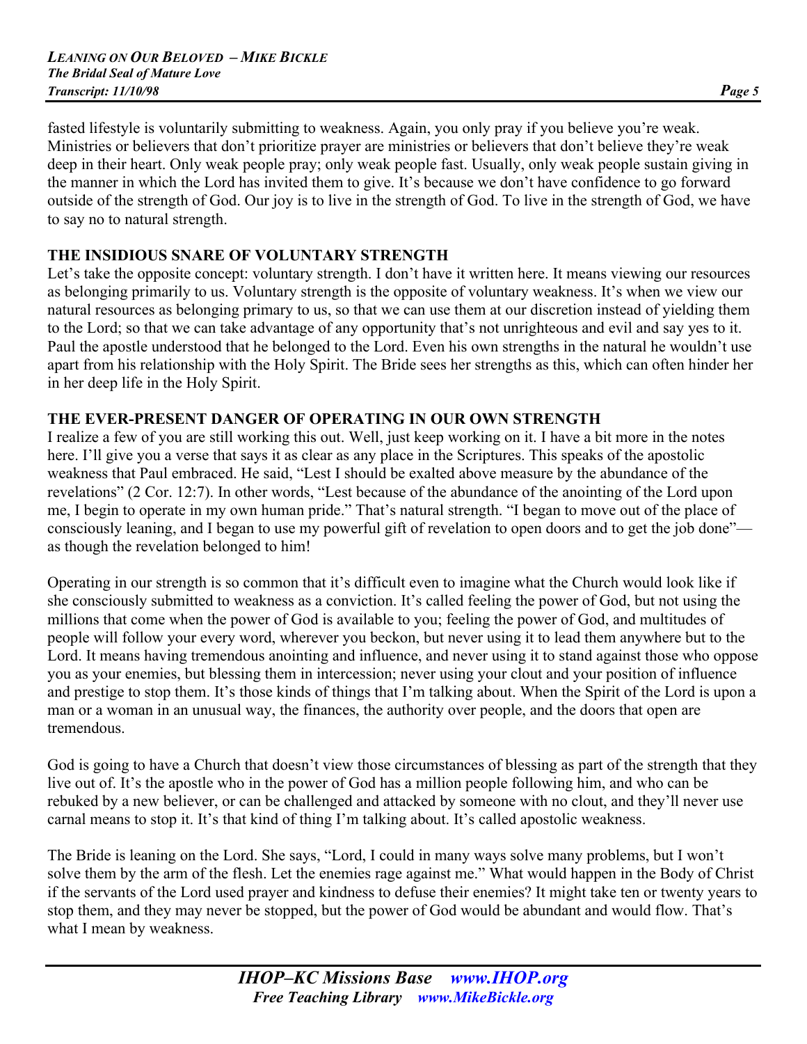fasted lifestyle is voluntarily submitting to weakness. Again, you only pray if you believe you're weak. Ministries or believers that don't prioritize prayer are ministries or believers that don't believe they're weak deep in their heart. Only weak people pray; only weak people fast. Usually, only weak people sustain giving in the manner in which the Lord has invited them to give. It's because we don't have confidence to go forward outside of the strength of God. Our joy is to live in the strength of God. To live in the strength of God, we have to say no to natural strength.

## THE INSIDIOUS SNARE OF VOLUNTARY STRENGTH

Let's take the opposite concept: voluntary strength. I don't have it written here. It means viewing our resources as belonging primarily to us. Voluntary strength is the opposite of voluntary weakness. It's when we view our natural resources as belonging primary to us, so that we can use them at our discretion instead of yielding them to the Lord; so that we can take advantage of any opportunity that's not unrighteous and evil and say yes to it. Paul the apostle understood that he belonged to the Lord. Even his own strengths in the natural he wouldn't use apart from his relationship with the Holy Spirit. The Bride sees her strengths as this, which can often hinder her in her deep life in the Holy Spirit.

## THE EVER-PRESENT DANGER OF OPERATING IN OUR OWN STRENGTH

I realize a few of you are still working this out. Well, just keep working on it. I have a bit more in the notes here. I'll give you a verse that says it as clear as any place in the Scriptures. This speaks of the apostolic weakness that Paul embraced. He said, "Lest I should be exalted above measure by the abundance of the revelations" (2 Cor. 12:7). In other words, "Lest because of the abundance of the anointing of the Lord upon me, I begin to operate in my own human pride." That's natural strength. "I began to move out of the place of consciously leaning, and I began to use my powerful gift of revelation to open doors and to get the job done"—as though the revelation belonged to him!

Operating in our strength is so common that it's difficult even to imagine what the Church would look like if she consciously submitted to weakness as a conviction. It's called feeling the power of God, but not using the millions that come when the power of God is available to you; feeling the power of God, and multitudes of people will follow your every word, wherever you beckon, but never using it to lead them anywhere but to the Lord. It means having tremendous anointing and influence, and never using it to stand against those who oppose you as your enemies, but blessing them in intercession; never using your clout and your position of influence and prestige to stop them. It's those kinds of things that I'm talking about. When the Spirit of the Lord is upon a man or a woman in an unusual way, the finances, the authority over people, and the doors that open are tremendous.

God is going to have a Church that doesn't view those circumstances of blessing as part of the strength that they live out of. It's the apostle who in the power of God has a million people following him, and who can be rebuked by a new believer, or can be challenged and attacked by someone with no clout, and they'll never use carnal means to stop it. It's that kind of thing I'm talking about. It's called apostolic weakness.

The Bride is leaning on the Lord. She says, "Lord, I could in many ways solve many problems, but I won't solve them by the arm of the flesh. Let the enemies rage against me." What would happen in the Body of Christ if the servants of the Lord used prayer and kindness to defuse their enemies? It might take ten or twenty years to stop them, and they may never be stopped, but the power of God would be abundant and would flow. That's what I mean by weakness.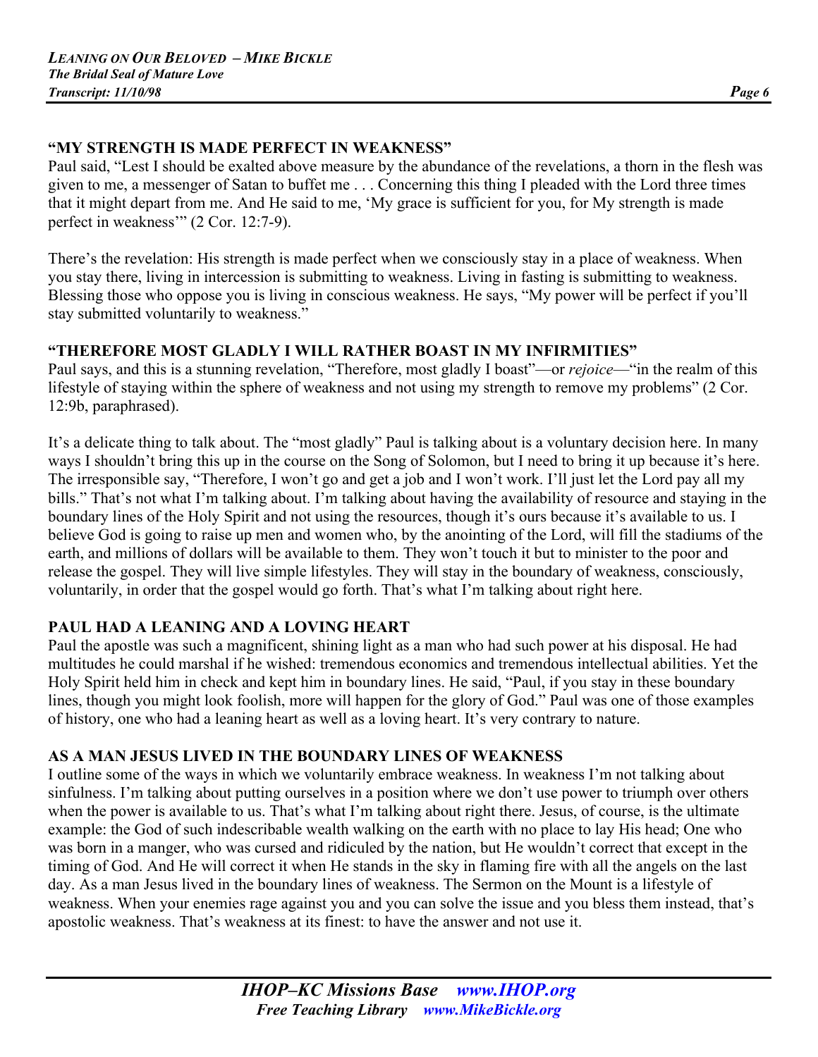## "MY STRENGTH IS MADE PERFECT IN WEAKNESS"

Paul said, "Lest I should be exalted above measure by the abundance of the revelations, a thorn in the flesh was given to me, a messenger of Satan to buffet me . . . Concerning this thing I pleaded with the Lord three times that it might depart from me. And He said to me, 'My grace is sufficient for you, for My strength is made perfect in weakness'" (2 Cor. 12:7-9).

There's the revelation: His strength is made perfect when we consciously stay in a place of weakness. When you stay there, living in intercession is submitting to weakness. Living in fasting is submitting to weakness. Blessing those who oppose you is living in conscious weakness. He says, "My power will be perfect if you'll stay submitted voluntarily to weakness."

## "THEREFORE MOST GLADLY I WILL RATHER BOAST IN MY INFIRMITIES"

Paul says, and this is a stunning revelation, "Therefore, most gladly I boast"—or *rejoice*—"in the realm of this lifestyle of staying within the sphere of weakness and not using my strength to remove my problems" (2 Cor. 12:9b, paraphrased).

It's a delicate thing to talk about. The "most gladly" Paul is talking about is a voluntary decision here. In many ways I shouldn't bring this up in the course on the Song of Solomon, but I need to bring it up because it's here. The irresponsible say, "Therefore, I won't go and get a job and I won't work. I'll just let the Lord pay all my bills." That's not what I'm talking about. I'm talking about having the availability of resource and staying in the boundary lines of the Holy Spirit and not using the resources, though it's ours because it's available to us. I believe God is going to raise up men and women who, by the anointing of the Lord, will fill the stadiums of the earth, and millions of dollars will be available to them. They won't touch it but to minister to the poor and release the gospel. They will live simple lifestyles. They will stay in the boundary of weakness, consciously, voluntarily, in order that the gospel would go forth. That's what I'm talking about right here.

## PAUL HAD A LEANING AND A LOVING HEART

Paul the apostle was such a magnificent, shining light as a man who had such power at his disposal. He had multitudes he could marshal if he wished: tremendous economics and tremendous intellectual abilities. Yet the Holy Spirit held him in check and kept him in boundary lines. He said, "Paul, if you stay in these boundary lines, though you might look foolish, more will happen for the glory of God." Paul was one of those examples of history, one who had a leaning heart as well as a loving heart. It's very contrary to nature.

## AS A MAN JESUS LIVED IN THE BOUNDARY LINES OF WEAKNESS

I outline some of the ways in which we voluntarily embrace weakness. In weakness I'm not talking about sinfulness. I'm talking about putting ourselves in a position where we don't use power to triumph over others when the power is available to us. That's what I'm talking about right there. Jesus, of course, is the ultimate example: the God of such indescribable wealth walking on the earth with no place to lay His head; One who was born in a manger, who was cursed and ridiculed by the nation, but He wouldn't correct that except in the timing of God. And He will correct it when He stands in the sky in flaming fire with all the angels on the last day. As a man Jesus lived in the boundary lines of weakness. The Sermon on the Mount is a lifestyle of weakness. When your enemies rage against you and you can solve the issue and you bless them instead, that's apostolic weakness. That's weakness at its finest: to have the answer and not use it.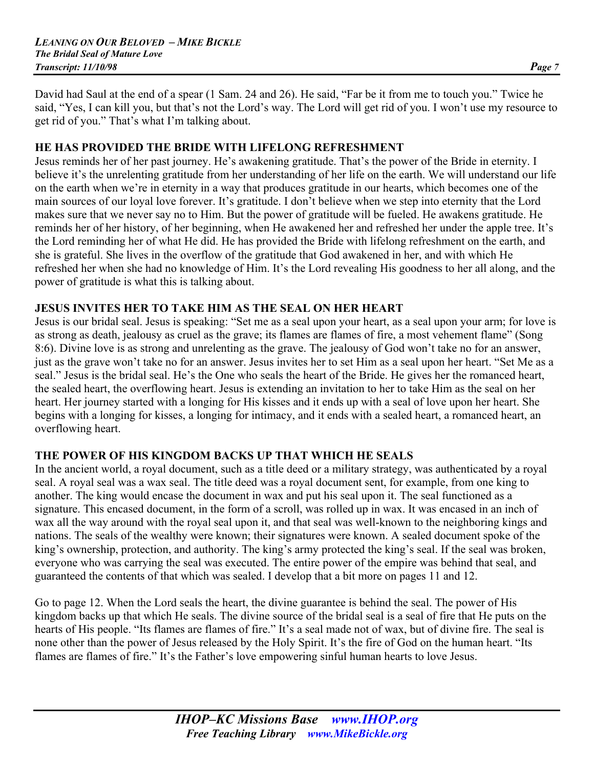David had Saul at the end of a spear (1 Sam. 24 and 26). He said, "Far be it from me to touch you." Twice he said, "Yes, I can kill you, but that's not the Lord's way. The Lord will get rid of you. I won't use my resource to get rid of you." That's what I'm talking about.

## HE HAS PROVIDED THE BRIDE WITH LIFELONG REFRESHMENT

Jesus reminds her of her past journey. He's awakening gratitude. That's the power of the Bride in eternity. I believe it's the unrelenting gratitude from her understanding of her life on the earth. We will understand our life on the earth when we're in eternity in a way that produces gratitude in our hearts, which becomes one of the main sources of our loyal love forever. It's gratitude. I don't believe when we step into eternity that the Lord makes sure that we never say no to Him. But the power of gratitude will be fueled. He awakens gratitude. He reminds her of her history, of her beginning, when He awakened her and refreshed her under the apple tree. It's the Lord reminding her of what He did. He has provided the Bride with lifelong refreshment on the earth, and she is grateful. She lives in the overflow of the gratitude that God awakened in her, and with which He refreshed her when she had no knowledge of Him. It's the Lord revealing His goodness to her all along, and the power of gratitude is what this is talking about.

## JESUS INVITES HER TO TAKE HIM AS THE SEAL ON HER HEART

Jesus is our bridal seal. Jesus is speaking: "Set me as a seal upon your heart, as a seal upon your arm; for love is as strong as death, jealousy as cruel as the grave; its flames are flames of fire, a most vehement flame" (Song 8:6). Divine love is as strong and unrelenting as the grave. The jealousy of God won't take no for an answer, just as the grave won't take no for an answer. Jesus invites her to set Him as a seal upon her heart. "Set Me as a seal." Jesus is the bridal seal. He's the One who seals the heart of the Bride. He gives her the romanced heart, the sealed heart, the overflowing heart. Jesus is extending an invitation to her to take Him as the seal on her heart. Her journey started with a longing for His kisses and it ends up with a seal of love upon her heart. She begins with a longing for kisses, a longing for intimacy, and it ends with a sealed heart, a romanced heart, an overflowing heart.

## THE POWER OF HIS KINGDOM BACKS UP THAT WHICH HE SEALS

In the ancient world, a royal document, such as a title deed or a military strategy, was authenticated by a royal seal. A royal seal was a wax seal. The title deed was a royal document sent, for example, from one king to another. The king would encase the document in wax and put his seal upon it. The seal functioned as a signature. This encased document, in the form of a scroll, was rolled up in wax. It was encased in an inch of wax all the way around with the royal seal upon it, and that seal was well-known to the neighboring kings and nations. The seals of the wealthy were known; their signatures were known. A sealed document spoke of the king's ownership, protection, and authority. The king's army protected the king's seal. If the seal was broken, everyone who was carrying the seal was executed. The entire power of the empire was behind that seal, and guaranteed the contents of that which was sealed. I develop that a bit more on pages 11 and 12.

Go to page 12. When the Lord seals the heart, the divine guarantee is behind the seal. The power of His kingdom backs up that which He seals. The divine source of the bridal seal is a seal of fire that He puts on the hearts of His people. "Its flames are flames of fire." It's a seal made not of wax, but of divine fire. The seal is none other than the power of Jesus released by the Holy Spirit. It's the fire of God on the human heart. "Its flames are flames of fire." It's the Father's love empowering sinful human hearts to love Jesus.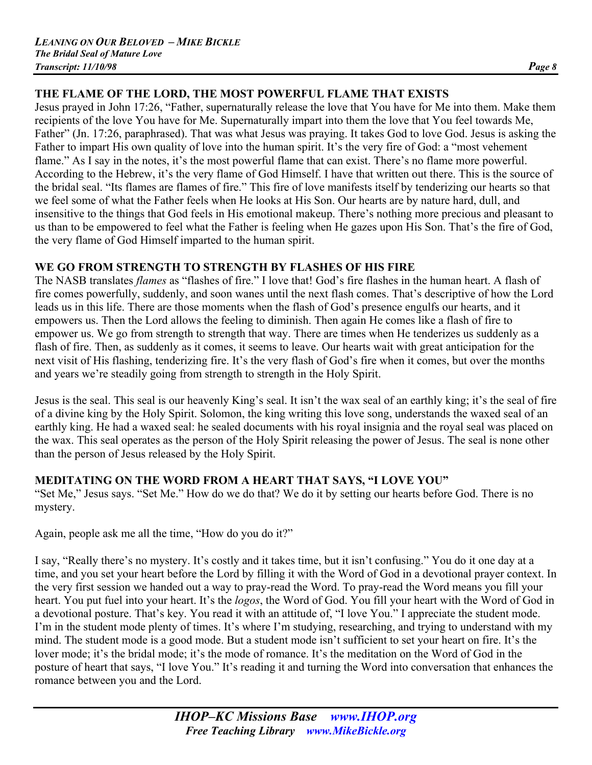## THE FLAME OF THE LORD, THE MOST POWERFUL FLAME THAT EXISTS

Jesus prayed in John 17:26, "Father, supernaturally release the love that You have for Me into them. Make them recipients of the love You have for Me. Supernaturally impart into them the love that You feel towards Me, Father" (Jn. 17:26, paraphrased). That was what Jesus was praying. It takes God to love God. Jesus is asking the Father to impart His own quality of love into the human spirit. It's the very fire of God: a "most vehement flame." As I say in the notes, it's the most powerful flame that can exist. There's no flame more powerful. According to the Hebrew, it's the very flame of God Himself. I have that written out there. This is the source of the bridal seal. "Its flames are flames of fire." This fire of love manifests itself by tenderizing our hearts so that we feel some of what the Father feels when He looks at His Son. Our hearts are by nature hard, dull, and insensitive to the things that God feels in His emotional makeup. There's nothing more precious and pleasant to us than to be empowered to feel what the Father is feeling when He gazes upon His Son. That's the fire of God, the very flame of God Himself imparted to the human spirit.

## WE GO FROM STRENGTH TO STRENGTH BY FLASHES OF HIS FIRE

The NASB translates *flames* as "flashes of fire." I love that! God's fire flashes in the human heart. A flash of fire comes powerfully, suddenly, and soon wanes until the next flash comes. That's descriptive of how the Lord leads us in this life. There are those moments when the flash of God's presence engulfs our hearts, and it empowers us. Then the Lord allows the feeling to diminish. Then again He comes like a flash of fire to empower us. We go from strength to strength that way. There are times when He tenderizes us suddenly as a flash of fire. Then, as suddenly as it comes, it seems to leave. Our hearts wait with great anticipation for the next visit of His flashing, tenderizing fire. It's the very flash of God's fire when it comes, but over the months and years we're steadily going from strength to strength in the Holy Spirit.

Jesus is the seal. This seal is our heavenly King's seal. It isn't the wax seal of an earthly king; it's the seal of fire of a divine king by the Holy Spirit. Solomon, the king writing this love song, understands the waxed seal of an earthly king. He had a waxed seal: he sealed documents with his royal insignia and the royal seal was placed on the wax. This seal operates as the person of the Holy Spirit releasing the power of Jesus. The seal is none other than the person of Jesus released by the Holy Spirit.

## MEDITATING ON THE WORD FROM A HEART THAT SAYS, "I LOVE YOU"

"Set Me," Jesus says. "Set Me." How do we do that? We do it by setting our hearts before God. There is no mystery.

Again, people ask me all the time, "How do you do it?"

I say, "Really there's no mystery. It's costly and it takes time, but it isn't confusing." You do it one day at a time, and you set your heart before the Lord by filling it with the Word of God in a devotional prayer context. In the very first session we handed out a way to pray-read the Word. To pray-read the Word means you fill your heart. You put fuel into your heart. It's the *logos*, the Word of God. You fill your heart with the Word of God in a devotional posture. That's key. You read it with an attitude of, "I love You." I appreciate the student mode. I'm in the student mode plenty of times. It's where I'm studying, researching, and trying to understand with my mind. The student mode is a good mode. But a student mode isn't sufficient to set your heart on fire. It's the lover mode; it's the bridal mode; it's the mode of romance. It's the meditation on the Word of God in the posture of heart that says, "I love You." It's reading it and turning the Word into conversation that enhances the romance between you and the Lord.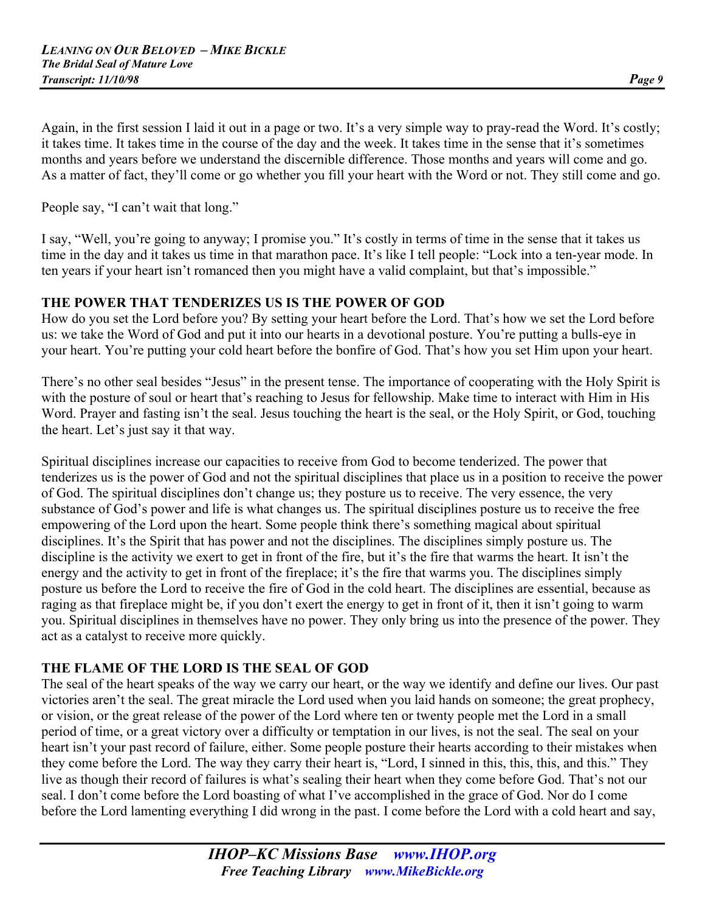Again, in the first session I laid it out in a page or two. It's a very simple way to pray-read the Word. It's costly; it takes time. It takes time in the course of the day and the week. It takes time in the sense that it's sometimes months and years before we understand the discernible difference. Those months and years will come and go. As a matter of fact, they'll come or go whether you fill your heart with the Word or not. They still come and go.

People say, "I can't wait that long."

I say, "Well, you're going to anyway; I promise you." It's costly in terms of time in the sense that it takes us time in the day and it takes us time in that marathon pace. It's like I tell people: "Lock into a ten-year mode. In ten years if your heart isn't romanced then you might have a valid complaint, but that's impossible."

**THE POWER THAT TENDERIZES US IS THE POWER OF GOD**

How do you set the Lord before you? By setting your heart before the Lord. That's how we set the Lord before us: we take the Word of God and put it into our hearts in a devotional posture. You're putting a bulls-eye in your heart. You're putting your cold heart before the bonfire of God. That's how you set Him upon your heart.

There's no other seal besides "Jesus" in the present tense. The importance of cooperating with the Holy Spirit is with the posture of soul or heart that's reaching to Jesus for fellowship. Make time to interact with Him in His Word. Prayer and fasting isn't the seal. Jesus touching the heart is the seal, or the Holy Spirit, or God, touching the heart. Let's just say it that way.

Spiritual disciplines increase our capacities to receive from God to become tenderized. The power that tenderizes us is the power of God and not the spiritual disciplines that place us in a position to receive the power of God. The spiritual disciplines don't change us; they posture us to receive. The very essence, the very substance of God's power and life is what changes us. The spiritual disciplines posture us to receive the free empowering of the Lord upon the heart. Some people think there's something magical about spiritual disciplines. It's the Spirit that has power and not the disciplines. The disciplines simply posture us. The discipline is the activity we exert to get in front of the fire, but it's the fire that warms the heart. It isn't the energy and the activity to get in front of the fireplace; it's the fire that warms you. The disciplines simply posture us before the Lord to receive the fire of God in the cold heart. The disciplines are essential, because as raging as that fireplace might be, if you don't exert the energy to get in front of it, then it isn't going to warm you. Spiritual disciplines in themselves have no power. They only bring us into the presence of the power. They act as a catalyst to receive more quickly.

**THE FLAME OF THE LORD IS THE SEAL OF GOD**

The seal of the heart speaks of the way we carry our heart, or the way we identify and define our lives. Our past victories aren't the seal. The great miracle the Lord used when you laid hands on someone; the great prophecy, or vision, or the great release of the power of the Lord where ten or twenty people met the Lord in a small period of time, or a great victory over a difficulty or temptation in our lives, is not the seal. The seal on your heart isn't your past record of failure, either. Some people posture their hearts according to their mistakes when they come before the Lord. The way they carry their heart is, "Lord, I sinned in this, this, this, and this." They live as though their record of failures is what's sealing their heart when they come before God. That's not our seal. I don't come before the Lord boasting of what I've accomplished in the grace of God. Nor do I come before the Lord lamenting everything I did wrong in the past. I come before the Lord with a cold heart and say,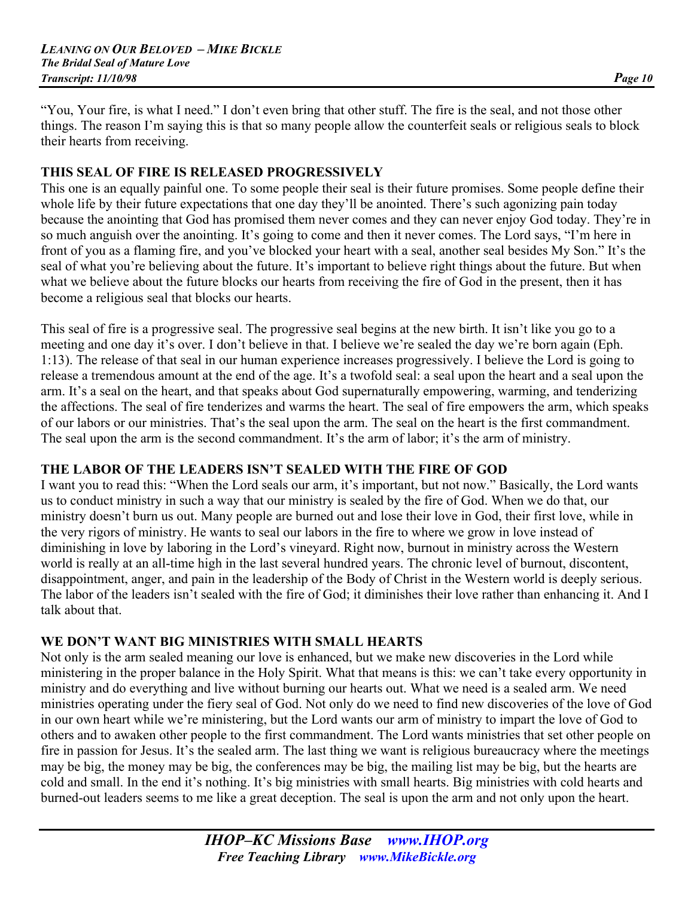"You, Your fire, is what I need." I don't even bring that other stuff. The fire is the seal, and not those other things. The reason I'm saying this is that so many people allow the counterfeit seals or religious seals to block their hearts from receiving.

## THIS SEAL OF FIRE IS RELEASED PROGRESSIVELY

This one is an equally painful one. To some people their seal is their future promises. Some people define their whole life by their future expectations that one day they'll be anointed. There's such agonizing pain today because the anointing that God has promised them never comes and they can never enjoy God today. They're in so much anguish over the anointing. It's going to come and then it never comes. The Lord says, "I'm here in front of you as a flaming fire, and you've blocked your heart with a seal, another seal besides My Son." It's the seal of what you're believing about the future. It's important to believe right things about the future. But when what we believe about the future blocks our hearts from receiving the fire of God in the present, then it has become a religious seal that blocks our hearts.

This seal of fire is a progressive seal. The progressive seal begins at the new birth. It isn't like you go to a meeting and one day it's over. I don't believe in that. I believe we're sealed the day we're born again (Eph. 1:13). The release of that seal in our human experience increases progressively. I believe the Lord is going to release a tremendous amount at the end of the age. It's a twofold seal: a seal upon the heart and a seal upon the arm. It's a seal on the heart, and that speaks about God supernaturally empowering, warming, and tenderizing the affections. The seal of fire tenderizes and warms the heart. The seal of fire empowers the arm, which speaks of our labors or our ministries. That's the seal upon the arm. The seal on the heart is the first commandment. The seal upon the arm is the second commandment. It's the arm of labor; it's the arm of ministry.

## THE LABOR OF THE LEADERS ISN'T SEALED WITH THE FIRE OF GOD

I want you to read this: "When the Lord seals our arm, it's important, but not now." Basically, the Lord wants us to conduct ministry in such a way that our ministry is sealed by the fire of God. When we do that, our ministry doesn't burn us out. Many people are burned out and lose their love in God, their first love, while in the very rigors of ministry. He wants to seal our labors in the fire to where we grow in love instead of diminishing in love by laboring in the Lord's vineyard. Right now, burnout in ministry across the Western world is really at an all-time high in the last several hundred years. The chronic level of burnout, discontent, disappointment, anger, and pain in the leadership of the Body of Christ in the Western world is deeply serious. The labor of the leaders isn't sealed with the fire of God; it diminishes their love rather than enhancing it. And I talk about that.

## WE DON'T WANT BIG MINISTRIES WITH SMALL HEARTS

Not only is the arm sealed meaning our love is enhanced, but we make new discoveries in the Lord while ministering in the proper balance in the Holy Spirit. What that means is this: we can't take every opportunity in ministry and do everything and live without burning our hearts out. What we need is a sealed arm. We need ministries operating under the fiery seal of God. Not only do we need to find new discoveries of the love of God in our own heart while we're ministering, but the Lord wants our arm of ministry to impart the love of God to others and to awaken other people to the first commandment. The Lord wants ministries that set other people on fire in passion for Jesus. It's the sealed arm. The last thing we want is religious bureaucracy where the meetings may be big, the money may be big, the conferences may be big, the mailing list may be big, but the hearts are cold and small. In the end it's nothing. It's big ministries with small hearts. Big ministries with cold hearts and burned-out leaders seems to me like a great deception. The seal is upon the arm and not only upon the heart.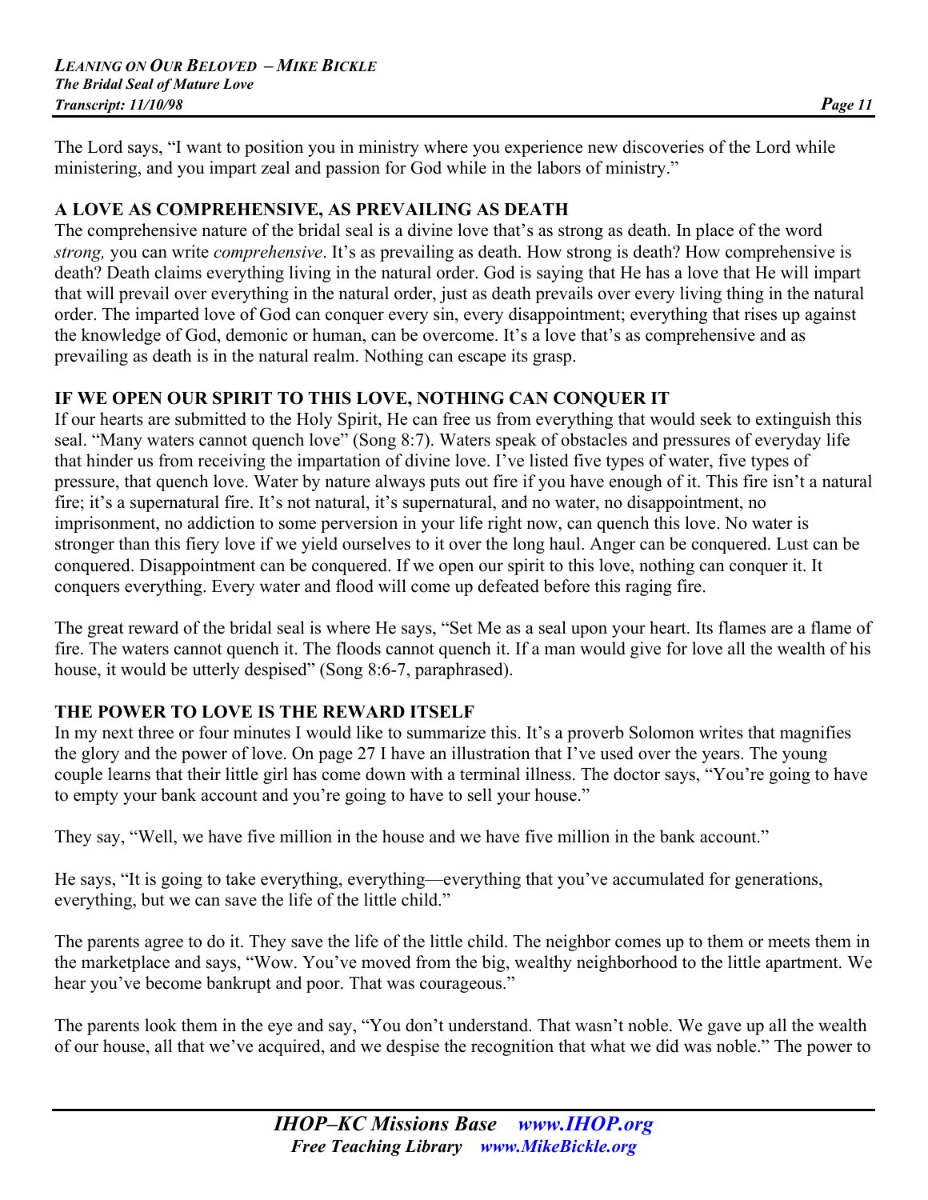The Lord says, "I want to position you in ministry where you experience new discoveries of the Lord while ministering, and you impart zeal and passion for God while in the labors of ministry."

## A LOVE AS COMPREHENSIVE, AS PREVAILING AS DEATH

The comprehensive nature of the bridal seal is a divine love that's as strong as death. In place of the word *strong,* you can write *comprehensive*. It's as prevailing as death. How strong is death? How comprehensive is death? Death claims everything living in the natural order. God is saying that He has a love that He will impart that will prevail over everything in the natural order, just as death prevails over every living thing in the natural order. The imparted love of God can conquer every sin, every disappointment; everything that rises up against the knowledge of God, demonic or human, can be overcome. It's a love that's as comprehensive and as prevailing as death is in the natural realm. Nothing can escape its grasp.

## IF WE OPEN OUR SPIRIT TO THIS LOVE, NOTHING CAN CONQUER IT

If our hearts are submitted to the Holy Spirit, He can free us from everything that would seek to extinguish this seal. "Many waters cannot quench love" (Song 8:7). Waters speak of obstacles and pressures of everyday life that hinder us from receiving the impartation of divine love. I've listed five types of water, five types of pressure, that quench love. Water by nature always puts out fire if you have enough of it. This fire isn't a natural fire; it's a supernatural fire. It's not natural, it's supernatural, and no water, no disappointment, no imprisonment, no addiction to some perversion in your life right now, can quench this love. No water is stronger than this fiery love if we yield ourselves to it over the long haul. Anger can be conquered. Lust can be conquered. Disappointment can be conquered. If we open our spirit to this love, nothing can conquer it. It conquers everything. Every water and flood will come up defeated before this raging fire.

The great reward of the bridal seal is where He says, "Set Me as a seal upon your heart. Its flames are a flame of fire. The waters cannot quench it. The floods cannot quench it. If a man would give for love all the wealth of his house, it would be utterly despised" (Song 8:6-7, paraphrased).

## THE POWER TO LOVE IS THE REWARD ITSELF

In my next three or four minutes I would like to summarize this. It's a proverb Solomon writes that magnifies the glory and the power of love. On page 27 I have an illustration that I've used over the years. The young couple learns that their little girl has come down with a terminal illness. The doctor says, "You're going to have to empty your bank account and you're going to have to sell your house."

They say, "Well, we have five million in the house and we have five million in the bank account."

He says, "It is going to take everything, everything—everything that you've accumulated for generations, everything, but we can save the life of the little child."

The parents agree to do it. They save the life of the little child. The neighbor comes up to them or meets them in the marketplace and says, "Wow. You've moved from the big, wealthy neighborhood to the little apartment. We hear you've become bankrupt and poor. That was courageous."

The parents look them in the eye and say, "You don't understand. That wasn't noble. We gave up all the wealth of our house, all that we've acquired, and we despise the recognition that what we did was noble." The power to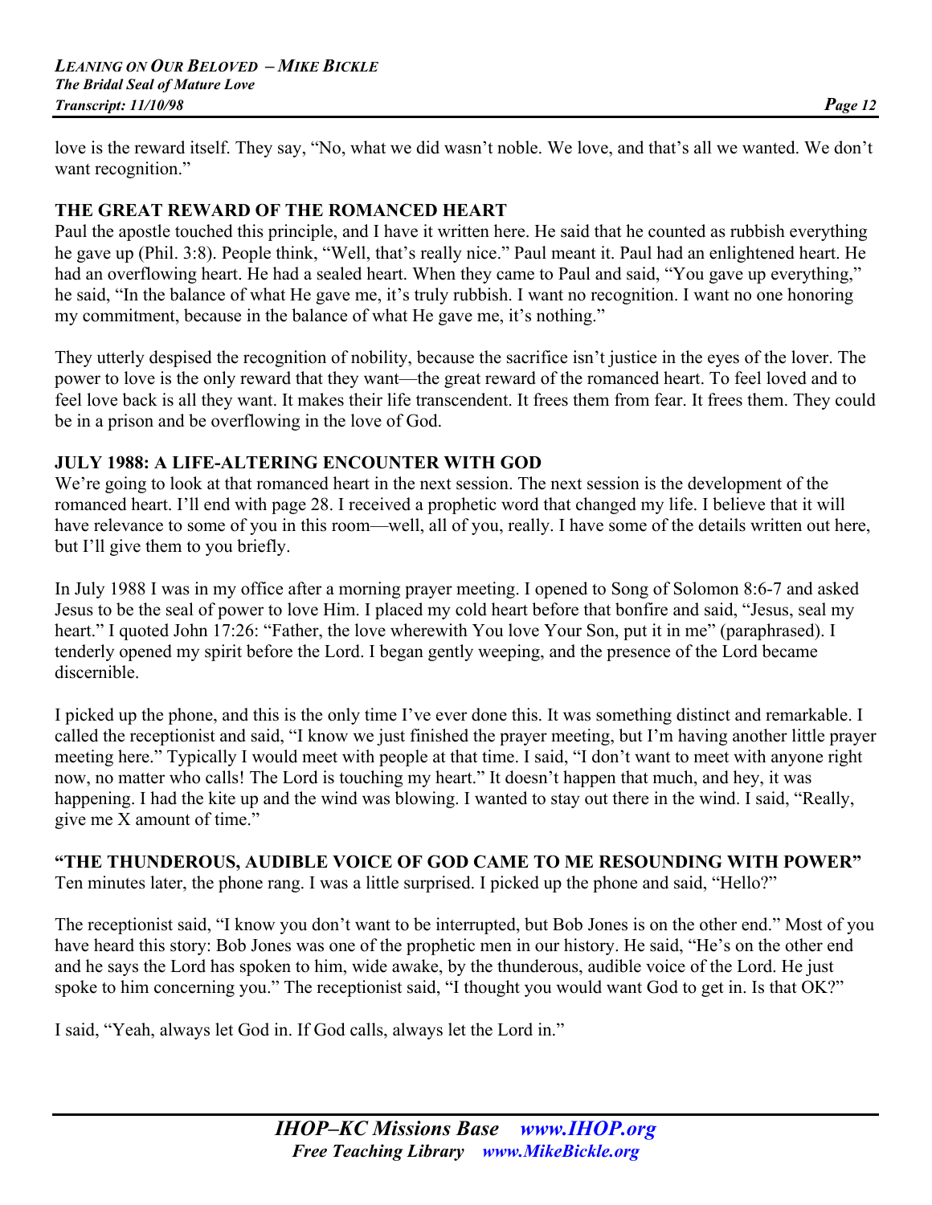love is the reward itself. They say, "No, what we did wasn't noble. We love, and that's all we wanted. We don't want recognition."

## THE GREAT REWARD OF THE ROMANCED HEART

Paul the apostle touched this principle, and I have it written here. He said that he counted as rubbish everything he gave up (Phil. 3:8). People think, "Well, that's really nice." Paul meant it. Paul had an enlightened heart. He had an overflowing heart. He had a sealed heart. When they came to Paul and said, "You gave up everything," he said, "In the balance of what He gave me, it's truly rubbish. I want no recognition. I want no one honoring my commitment, because in the balance of what He gave me, it's nothing."

They utterly despised the recognition of nobility, because the sacrifice isn't justice in the eyes of the lover. The power to love is the only reward that they want—the great reward of the romanced heart. To feel loved and to feel love back is all they want. It makes their life transcendent. It frees them from fear. It frees them. They could be in a prison and be overflowing in the love of God.

## JULY 1988: A LIFE-ALTERING ENCOUNTER WITH GOD

We're going to look at that romanced heart in the next session. The next session is the development of the romanced heart. I'll end with page 28. I received a prophetic word that changed my life. I believe that it will have relevance to some of you in this room—well, all of you, really. I have some of the details written out here, but I'll give them to you briefly.

In July 1988 I was in my office after a morning prayer meeting. I opened to Song of Solomon 8:6-7 and asked Jesus to be the seal of power to love Him. I placed my cold heart before that bonfire and said, "Jesus, seal my heart." I quoted John 17:26: "Father, the love wherewith You love Your Son, put it in me" (paraphrased). I tenderly opened my spirit before the Lord. I began gently weeping, and the presence of the Lord became discernible.

I picked up the phone, and this is the only time I've ever done this. It was something distinct and remarkable. I called the receptionist and said, "I know we just finished the prayer meeting, but I'm having another little prayer meeting here." Typically I would meet with people at that time. I said, "I don't want to meet with anyone right now, no matter who calls! The Lord is touching my heart." It doesn't happen that much, and hey, it was happening. I had the kite up and the wind was blowing. I wanted to stay out there in the wind. I said, "Really, give me X amount of time."

## "THE THUNDEROUS, AUDIBLE VOICE OF GOD CAME TO ME RESOUNDING WITH POWER"

Ten minutes later, the phone rang. I was a little surprised. I picked up the phone and said, "Hello?"

The receptionist said, "I know you don't want to be interrupted, but Bob Jones is on the other end." Most of you have heard this story: Bob Jones was one of the prophetic men in our history. He said, "He's on the other end and he says the Lord has spoken to him, wide awake, by the thunderous, audible voice of the Lord. He just spoke to him concerning you." The receptionist said, "I thought you would want God to get in. Is that OK?"

I said, "Yeah, always let God in. If God calls, always let the Lord in."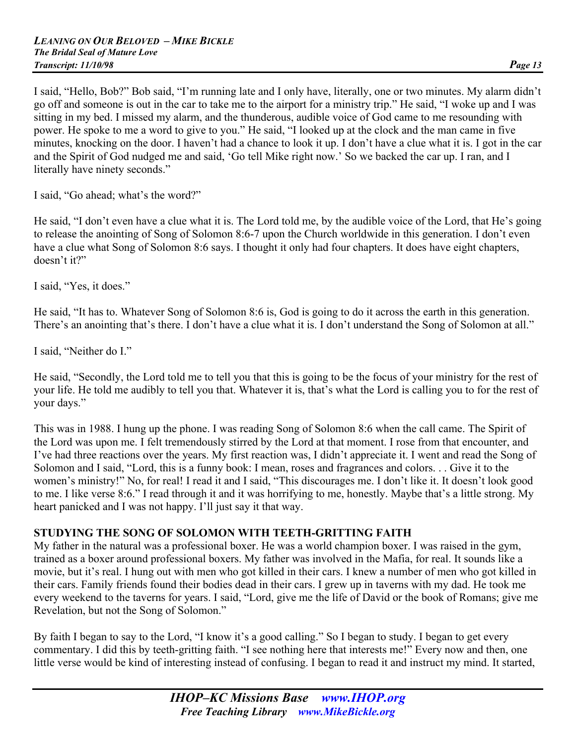I said, "Hello, Bob?" Bob said, "I'm running late and I only have, literally, one or two minutes. My alarm didn't go off and someone is out in the car to take me to the airport for a ministry trip." He said, "I woke up and I was sitting in my bed. I missed my alarm, and the thunderous, audible voice of God came to me resounding with power. He spoke to me a word to give to you." He said, "I looked up at the clock and the man came in five minutes, knocking on the door. I haven't had a chance to look it up. I don't have a clue what it is. I got in the car and the Spirit of God nudged me and said, 'Go tell Mike right now.' So we backed the car up. I ran, and I literally have ninety seconds."

I said, "Go ahead; what's the word?"

He said, "I don't even have a clue what it is. The Lord told me, by the audible voice of the Lord, that He's going to release the anointing of Song of Solomon 8:6-7 upon the Church worldwide in this generation. I don't even have a clue what Song of Solomon 8:6 says. I thought it only had four chapters. It does have eight chapters, doesn't it?"

I said, "Yes, it does."

He said, "It has to. Whatever Song of Solomon 8:6 is, God is going to do it across the earth in this generation. There's an anointing that's there. I don't have a clue what it is. I don't understand the Song of Solomon at all."

I said, "Neither do I."

He said, "Secondly, the Lord told me to tell you that this is going to be the focus of your ministry for the rest of your life. He told me audibly to tell you that. Whatever it is, that's what the Lord is calling you to for the rest of your days."

This was in 1988. I hung up the phone. I was reading Song of Solomon 8:6 when the call came. The Spirit of the Lord was upon me. I felt tremendously stirred by the Lord at that moment. I rose from that encounter, and I've had three reactions over the years. My first reaction was, I didn't appreciate it. I went and read the Song of Solomon and I said, "Lord, this is a funny book: I mean, roses and fragrances and colors. . . Give it to the women's ministry!" No, for real! I read it and I said, "This discourages me. I don't like it. It doesn't look good to me. I like verse 8:6." I read through it and it was horrifying to me, honestly. Maybe that's a little strong. My heart panicked and I was not happy. I'll just say it that way.

**STUDYING THE SONG OF SOLOMON WITH TEETH-GRITTING FAITH**

My father in the natural was a professional boxer. He was a world champion boxer. I was raised in the gym, trained as a boxer around professional boxers. My father was involved in the Mafia, for real. It sounds like a movie, but it's real. I hung out with men who got killed in their cars. I knew a number of men who got killed in their cars. Family friends found their bodies dead in their cars. I grew up in taverns with my dad. He took me every weekend to the taverns for years. I said, "Lord, give me the life of David or the book of Romans; give me Revelation, but not the Song of Solomon."

By faith I began to say to the Lord, "I know it's a good calling." So I began to study. I began to get every commentary. I did this by teeth-gritting faith. "I see nothing here that interests me!" Every now and then, one little verse would be kind of interesting instead of confusing. I began to read it and instruct my mind. It started,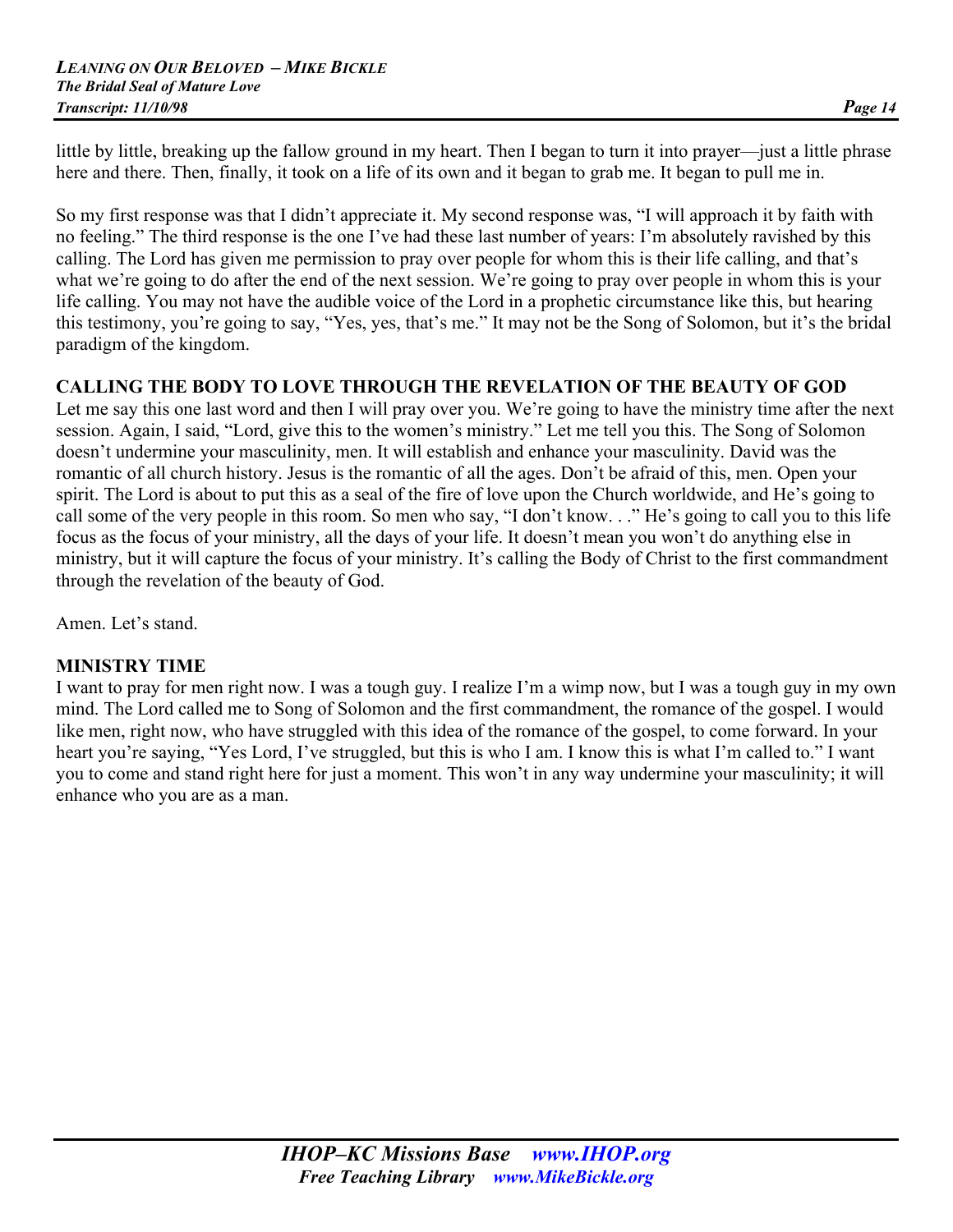little by little, breaking up the fallow ground in my heart. Then I began to turn it into prayer—just a little phrase here and there. Then, finally, it took on a life of its own and it began to grab me. It began to pull me in.

So my first response was that I didn't appreciate it. My second response was, "I will approach it by faith with no feeling." The third response is the one I've had these last number of years: I'm absolutely ravished by this calling. The Lord has given me permission to pray over people for whom this is their life calling, and that's what we're going to do after the end of the next session. We're going to pray over people in whom this is your life calling. You may not have the audible voice of the Lord in a prophetic circumstance like this, but hearing this testimony, you're going to say, "Yes, yes, that's me." It may not be the Song of Solomon, but it's the bridal paradigm of the kingdom.

## CALLING THE BODY TO LOVE THROUGH THE REVELATION OF THE BEAUTY OF GOD

Let me say this one last word and then I will pray over you. We're going to have the ministry time after the next session. Again, I said, "Lord, give this to the women's ministry." Let me tell you this. The Song of Solomon doesn't undermine your masculinity, men. It will establish and enhance your masculinity. David was the romantic of all church history. Jesus is the romantic of all the ages. Don't be afraid of this, men. Open your spirit. The Lord is about to put this as a seal of the fire of love upon the Church worldwide, and He's going to call some of the very people in this room. So men who say, "I don't know. . ." He's going to call you to this life focus as the focus of your ministry, all the days of your life. It doesn't mean you won't do anything else in ministry, but it will capture the focus of your ministry. It's calling the Body of Christ to the first commandment through the revelation of the beauty of God.

Amen. Let's stand.

## MINISTRY TIME

I want to pray for men right now. I was a tough guy. I realize I'm a wimp now, but I was a tough guy in my own mind. The Lord called me to Song of Solomon and the first commandment, the romance of the gospel. I would like men, right now, who have struggled with this idea of the romance of the gospel, to come forward. In your heart you're saying, "Yes Lord, I've struggled, but this is who I am. I know this is what I'm called to." I want you to come and stand right here for just a moment. This won't in any way undermine your masculinity; it will enhance who you are as a man.